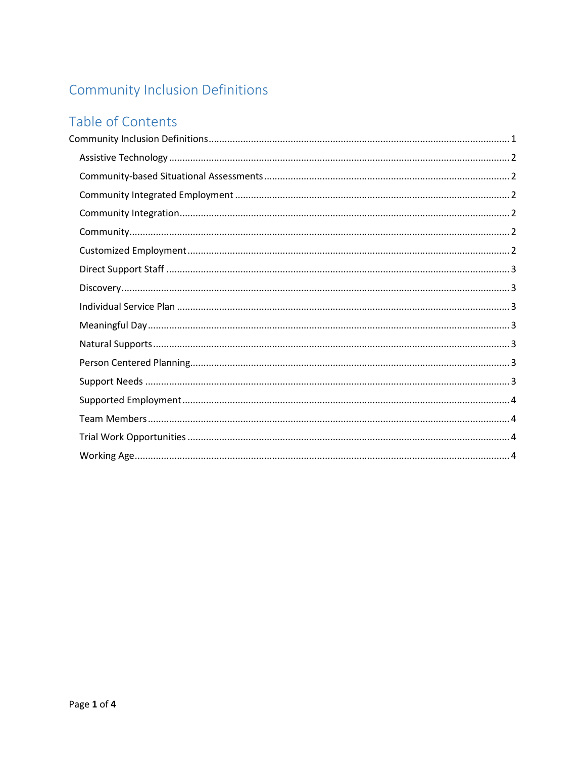# Community Inclusion Definitions

## Table of Contents

Community Inclusion Definitions ........ 1

- Assistive Technology ........ 2
- Community-based Situational Assessments ........ 2
- Community Integrated Employment ........ 2
- Community Integration ........ 2
- Community ........ 2
- Customized Employment ........ 2
- Direct Support Staff ........ 3
- Discovery ........ 3
- Individual Service Plan ........ 3
- Meaningful Day ........ 3
- Natural Supports ........ 3
- Person Centered Planning ........ 3
- Support Needs ........ 3
- Supported Employment ........ 4
- Team Members ........ 4
- Trial Work Opportunities ........ 4
- Working Age ........ 4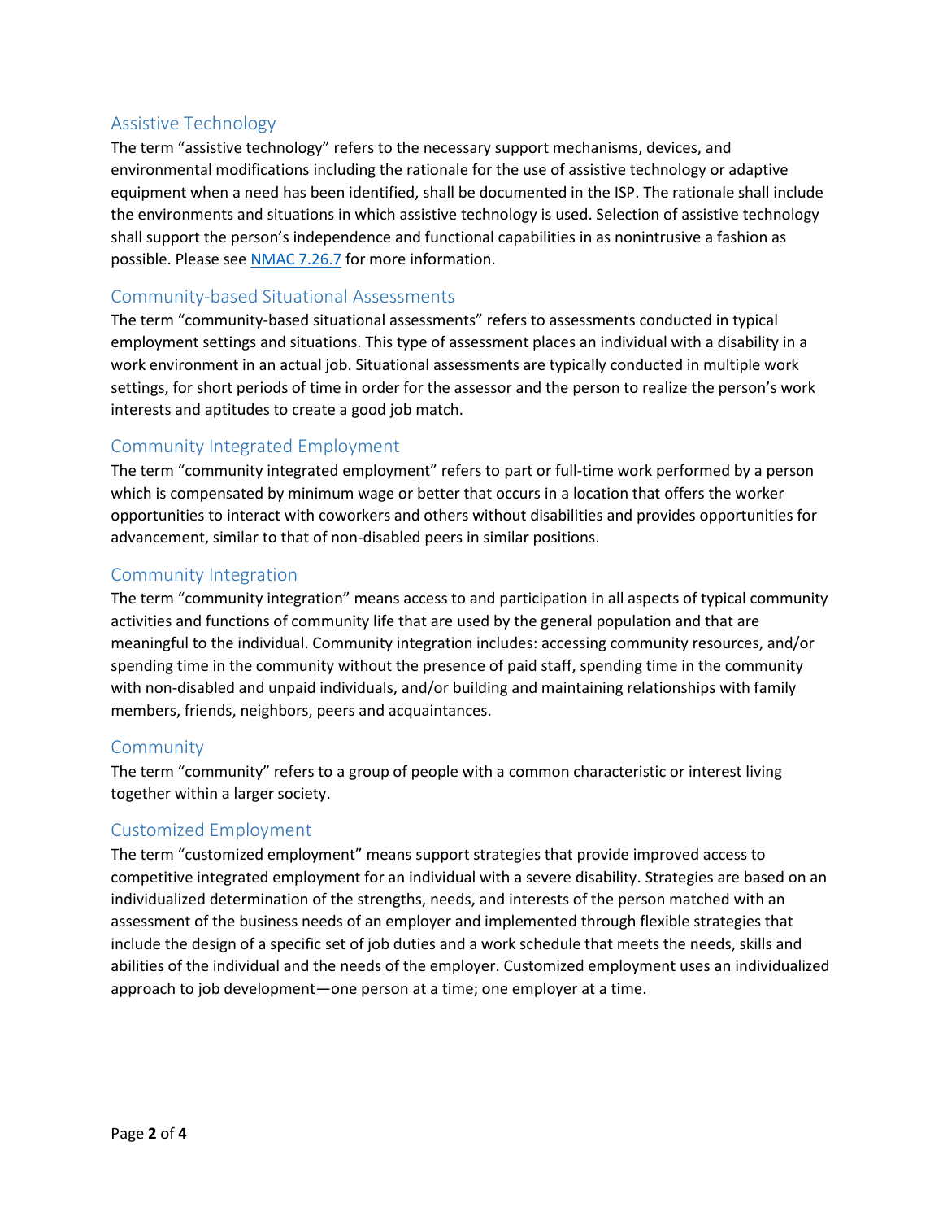## Assistive Technology

The term "assistive technology" refers to the necessary support mechanisms, devices, and environmental modifications including the rationale for the use of assistive technology or adaptive equipment when a need has been identified, shall be documented in the ISP. The rationale shall include the environments and situations in which assistive technology is used. Selection of assistive technology shall support the person's independence and functional capabilities in as nonintrusive a fashion as possible. Please see [NMAC 7.26.7] for more information.

## Community-based Situational Assessments

The term "community-based situational assessments" refers to assessments conducted in typical employment settings and situations. This type of assessment places an individual with a disability in a work environment in an actual job. Situational assessments are typically conducted in multiple work settings, for short periods of time in order for the assessor and the person to realize the person's work interests and aptitudes to create a good job match.

## Community Integrated Employment

The term "community integrated employment" refers to part or full-time work performed by a person which is compensated by minimum wage or better that occurs in a location that offers the worker opportunities to interact with coworkers and others without disabilities and provides opportunities for advancement, similar to that of non-disabled peers in similar positions.

## Community Integration

The term "community integration" means access to and participation in all aspects of typical community activities and functions of community life that are used by the general population and that are meaningful to the individual. Community integration includes: accessing community resources, and/or spending time in the community without the presence of paid staff, spending time in the community with non-disabled and unpaid individuals, and/or building and maintaining relationships with family members, friends, neighbors, peers and acquaintances.

## Community

The term "community" refers to a group of people with a common characteristic or interest living together within a larger society.

## Customized Employment

The term "customized employment" means support strategies that provide improved access to competitive integrated employment for an individual with a severe disability. Strategies are based on an individualized determination of the strengths, needs, and interests of the person matched with an assessment of the business needs of an employer and implemented through flexible strategies that include the design of a specific set of job duties and a work schedule that meets the needs, skills and abilities of the individual and the needs of the employer. Customized employment uses an individualized approach to job development—one person at a time; one employer at a time.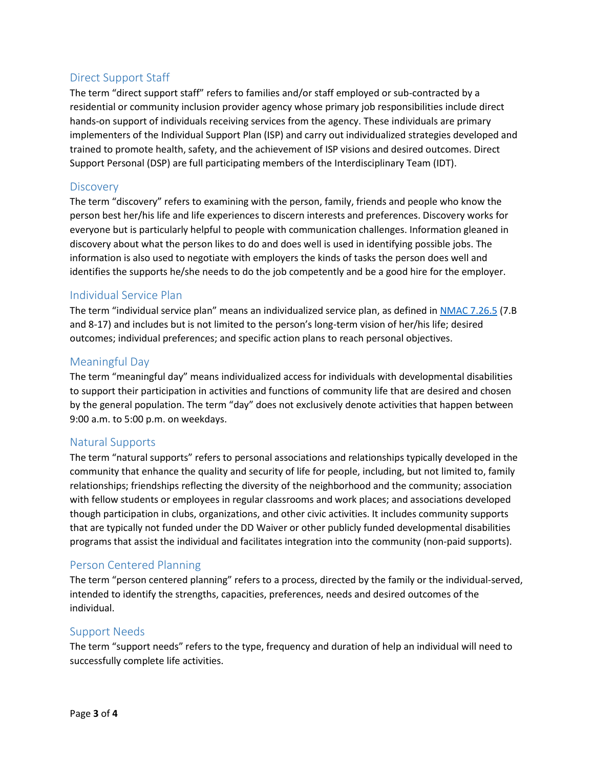## Direct Support Staff

The term "direct support staff" refers to families and/or staff employed or sub-contracted by a residential or community inclusion provider agency whose primary job responsibilities include direct hands-on support of individuals receiving services from the agency. These individuals are primary implementers of the Individual Support Plan (ISP) and carry out individualized strategies developed and trained to promote health, safety, and the achievement of ISP visions and desired outcomes. Direct Support Personal (DSP) are full participating members of the Interdisciplinary Team (IDT).

## Discovery

The term "discovery" refers to examining with the person, family, friends and people who know the person best her/his life and life experiences to discern interests and preferences. Discovery works for everyone but is particularly helpful to people with communication challenges. Information gleaned in discovery about what the person likes to do and does well is used in identifying possible jobs. The information is also used to negotiate with employers the kinds of tasks the person does well and identifies the supports he/she needs to do the job competently and be a good hire for the employer.

## Individual Service Plan

The term "individual service plan" means an individualized service plan, as defined in [NMAC 7.26.5]() (7.B and 8-17) and includes but is not limited to the person's long-term vision of her/his life; desired outcomes; individual preferences; and specific action plans to reach personal objectives.

## Meaningful Day

The term "meaningful day" means individualized access for individuals with developmental disabilities to support their participation in activities and functions of community life that are desired and chosen by the general population. The term "day" does not exclusively denote activities that happen between 9:00 a.m. to 5:00 p.m. on weekdays.

## Natural Supports

The term "natural supports" refers to personal associations and relationships typically developed in the community that enhance the quality and security of life for people, including, but not limited to, family relationships; friendships reflecting the diversity of the neighborhood and the community; association with fellow students or employees in regular classrooms and work places; and associations developed though participation in clubs, organizations, and other civic activities. It includes community supports that are typically not funded under the DD Waiver or other publicly funded developmental disabilities programs that assist the individual and facilitates integration into the community (non-paid supports).

## Person Centered Planning

The term "person centered planning" refers to a process, directed by the family or the individual-served, intended to identify the strengths, capacities, preferences, needs and desired outcomes of the individual.

## Support Needs

The term "support needs" refers to the type, frequency and duration of help an individual will need to successfully complete life activities.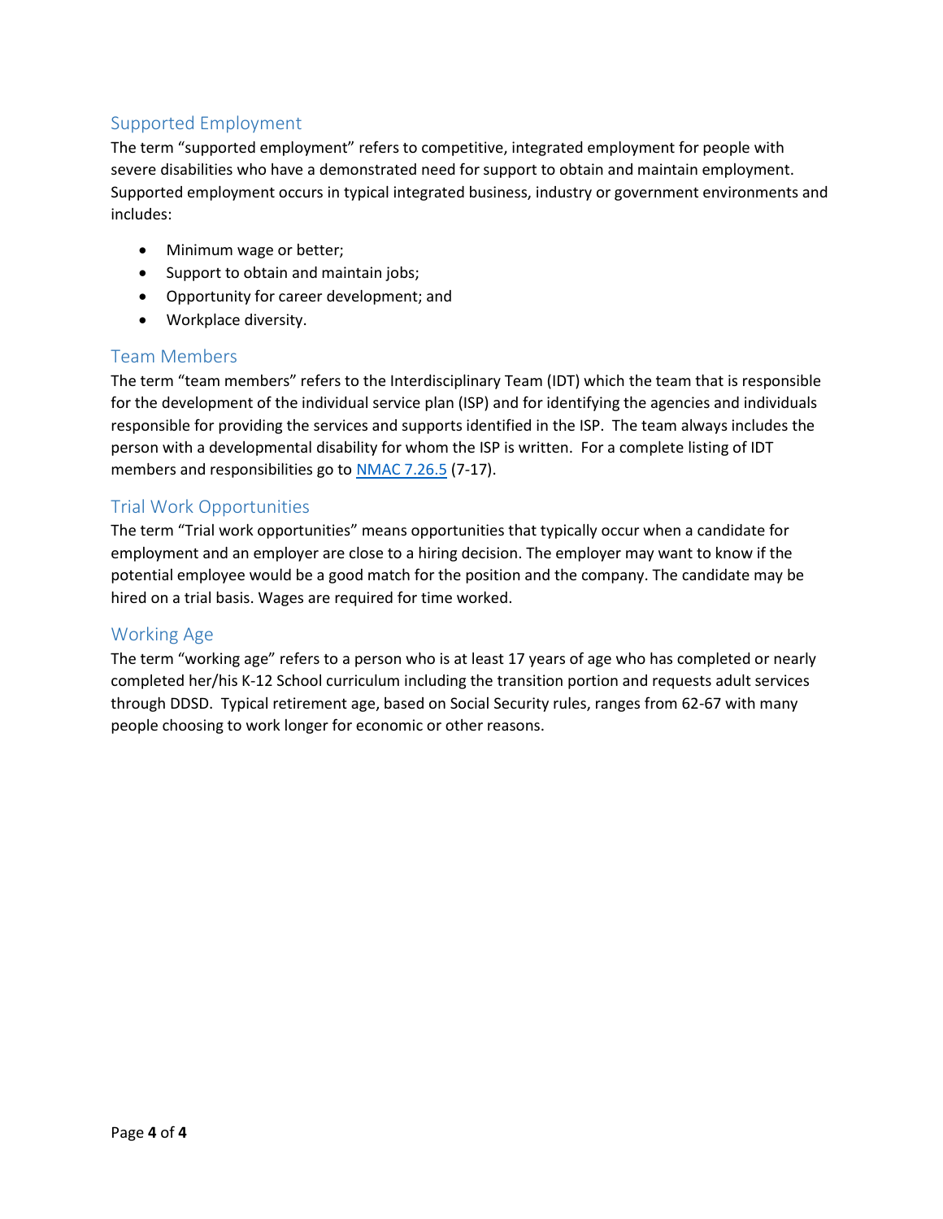## Supported Employment

The term "supported employment" refers to competitive, integrated employment for people with severe disabilities who have a demonstrated need for support to obtain and maintain employment. Supported employment occurs in typical integrated business, industry or government environments and includes:

- Minimum wage or better;
- Support to obtain and maintain jobs;
- Opportunity for career development; and
- Workplace diversity.

## Team Members

The term "team members" refers to the Interdisciplinary Team (IDT) which the team that is responsible for the development of the individual service plan (ISP) and for identifying the agencies and individuals responsible for providing the services and supports identified in the ISP. The team always includes the person with a developmental disability for whom the ISP is written. For a complete listing of IDT members and responsibilities go to NMAC 7.26.5 (7-17).

## Trial Work Opportunities

The term "Trial work opportunities" means opportunities that typically occur when a candidate for employment and an employer are close to a hiring decision. The employer may want to know if the potential employee would be a good match for the position and the company. The candidate may be hired on a trial basis. Wages are required for time worked.

## Working Age

The term "working age" refers to a person who is at least 17 years of age who has completed or nearly completed her/his K-12 School curriculum including the transition portion and requests adult services through DDSD. Typical retirement age, based on Social Security rules, ranges from 62-67 with many people choosing to work longer for economic or other reasons.